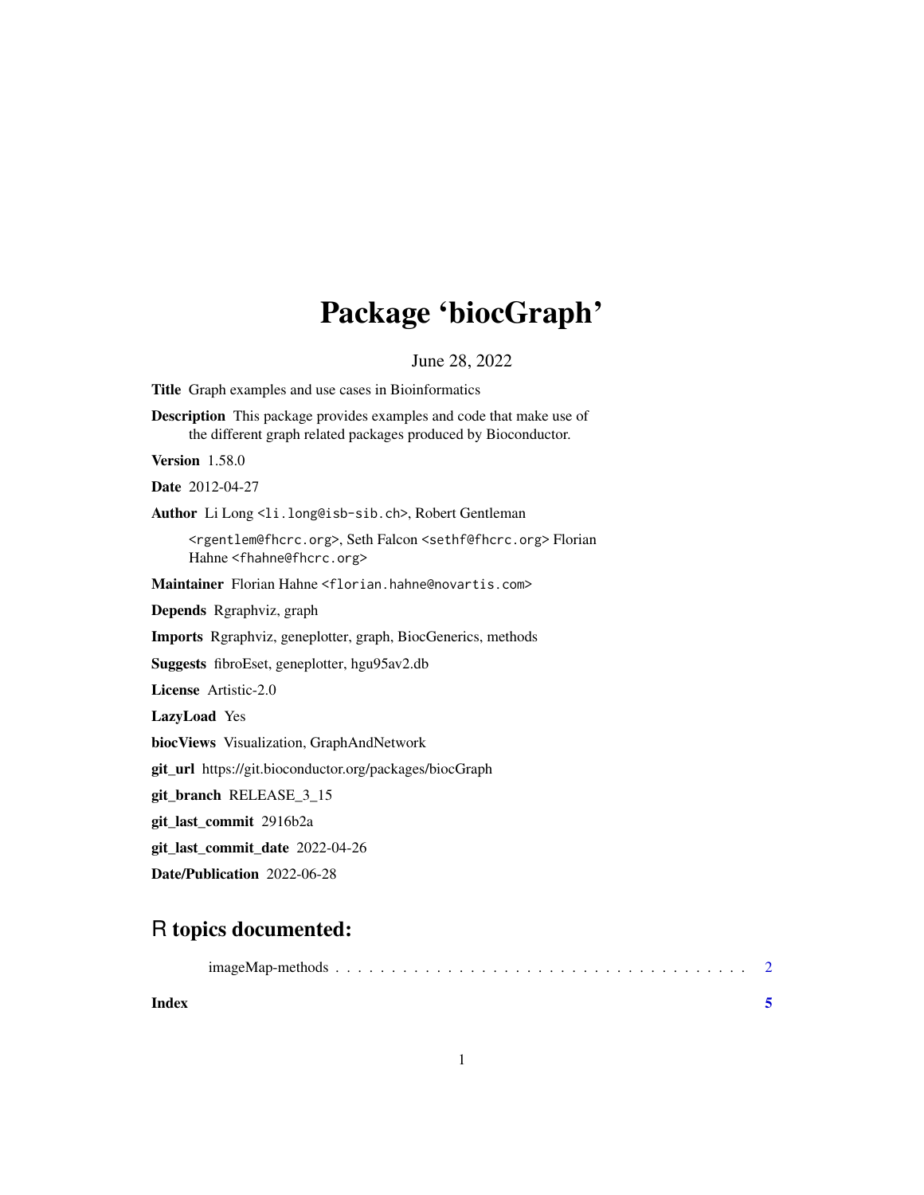# Package 'biocGraph'

June 28, 2022

**Title** Graph examples and use cases in Bioinformatics

**Description** This package provides examples and code that make use of the different graph related packages produced by Bioconductor.

**Version** 1.58.0

**Date** 2012-04-27

**Author** Li Long <li.long@isb-sib.ch>, Robert Gentleman <rgentlem@fhcrc.org>, Seth Falcon <sethf@fhcrc.org> Florian Hahne <fhahne@fhcrc.org>

**Maintainer** Florian Hahne <florian.hahne@novartis.com>

**Depends** Rgraphviz, graph

**Imports** Rgraphviz, geneplotter, graph, BiocGenerics, methods

**Suggests** fibroEset, geneplotter, hgu95av2.db

**License** Artistic-2.0

**LazyLoad** Yes

**biocViews** Visualization, GraphAndNetwork

**git_url** https://git.bioconductor.org/packages/biocGraph

**git_branch** RELEASE_3_15

**git_last_commit** 2916b2a

**git_last_commit_date** 2022-04-26

**Date/Publication** 2022-06-28

## R topics documented:

imageMap-methods . . . . . . . . . . . . . . . . . . . . . . . . . . . . . . . . . . . . . 2

**Index** **5**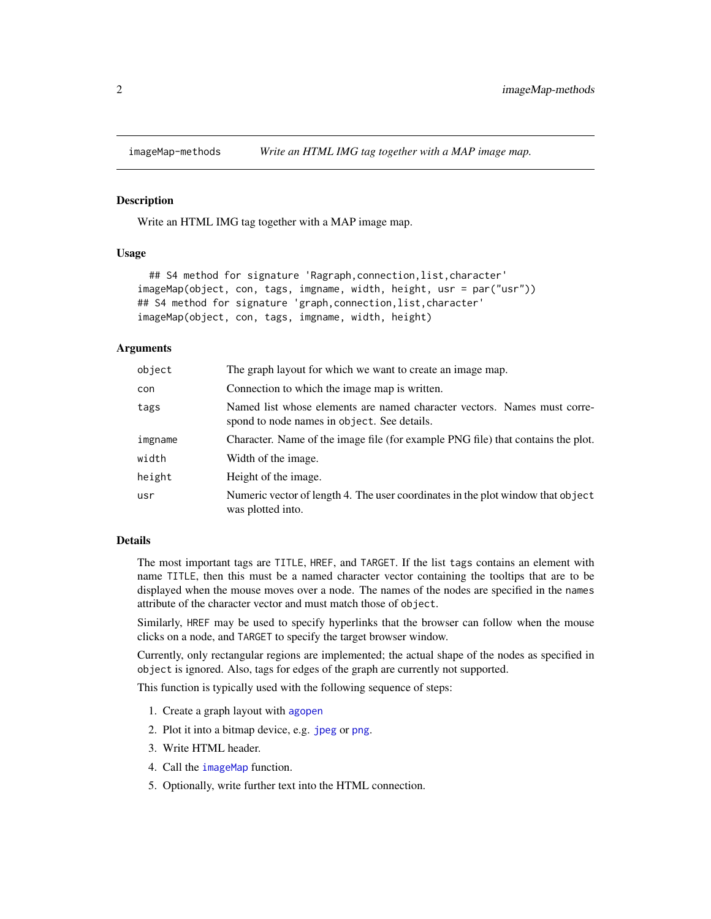## imageMap-methods — *Write an HTML IMG tag together with a MAP image map.*

### Description

Write an HTML IMG tag together with a MAP image map.

### Usage

```
  ## S4 method for signature 'Ragraph,connection,list,character'
imageMap(object, con, tags, imgname, width, height, usr = par("usr"))
## S4 method for signature 'graph,connection,list,character'
imageMap(object, con, tags, imgname, width, height)
```

### Arguments

| | |
|---|---|
| `object` | The graph layout for which we want to create an image map. |
| `con` | Connection to which the image map is written. |
| `tags` | Named list whose elements are named character vectors. Names must correspond to node names in `object`. See details. |
| `imgname` | Character. Name of the image file (for example PNG file) that contains the plot. |
| `width` | Width of the image. |
| `height` | Height of the image. |
| `usr` | Numeric vector of length 4. The user coordinates in the plot window that `object` was plotted into. |

### Details

The most important tags are `TITLE`, `HREF`, and `TARGET`. If the list `tags` contains an element with name `TITLE`, then this must be a named character vector containing the tooltips that are to be displayed when the mouse moves over a node. The names of the nodes are specified in the `names` attribute of the character vector and must match those of `object`.

Similarly, `HREF` may be used to specify hyperlinks that the browser can follow when the mouse clicks on a node, and `TARGET` to specify the target browser window.

Currently, only rectangular regions are implemented; the actual shape of the nodes as specified in `object` is ignored. Also, tags for edges of the graph are currently not supported.

This function is typically used with the following sequence of steps:

1. Create a graph layout with `agopen`
2. Plot it into a bitmap device, e.g. `jpeg` or `png`.
3. Write HTML header.
4. Call the `imageMap` function.
5. Optionally, write further text into the HTML connection.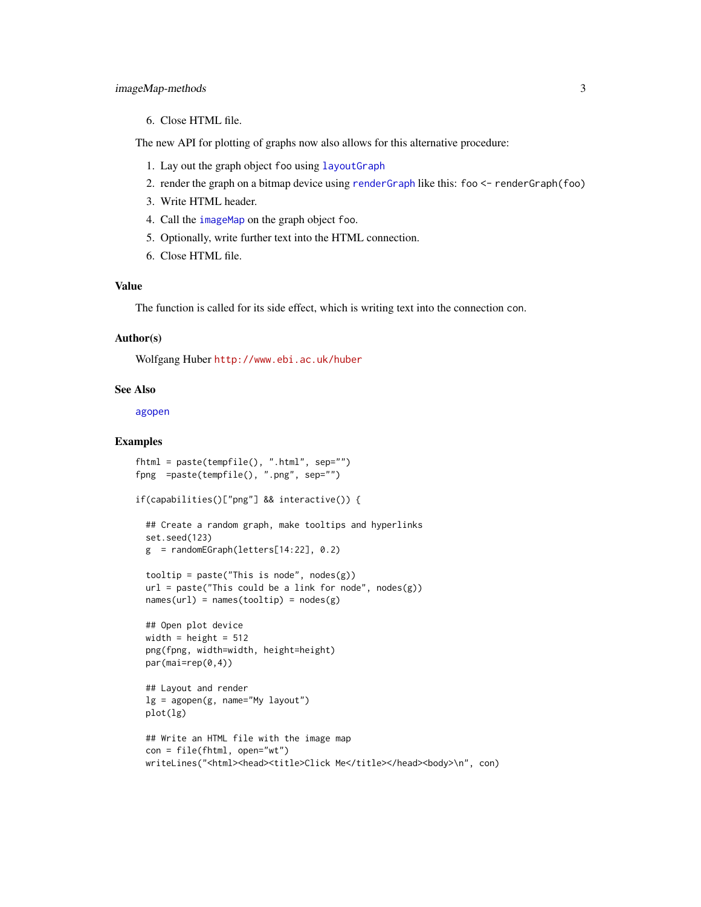6. Close HTML file.

The new API for plotting of graphs now also allows for this alternative procedure:

1. Lay out the graph object `foo` using `layoutGraph`
2. render the graph on a bitmap device using `renderGraph` like this: `foo <- renderGraph(foo)`
3. Write HTML header.
4. Call the `imageMap` on the graph object `foo`.
5. Optionally, write further text into the HTML connection.
6. Close HTML file.

## Value

The function is called for its side effect, which is writing text into the connection `con`.

## Author(s)

Wolfgang Huber http://www.ebi.ac.uk/huber

## See Also

`agopen`

## Examples

```
fhtml = paste(tempfile(), ".html", sep="")
fpng  =paste(tempfile(), ".png", sep="")

if(capabilities()["png"] && interactive()) {

  ## Create a random graph, make tooltips and hyperlinks
  set.seed(123)
  g  = randomEGraph(letters[14:22], 0.2)

  tooltip = paste("This is node", nodes(g))
  url = paste("This could be a link for node", nodes(g))
  names(url) = names(tooltip) = nodes(g)

  ## Open plot device
  width = height = 512
  png(fpng, width=width, height=height)
  par(mai=rep(0,4))

  ## Layout and render
  lg = agopen(g, name="My layout")
  plot(lg)

  ## Write an HTML file with the image map
  con = file(fhtml, open="wt")
  writeLines("<html><head><title>Click Me</title></head><body>\n", con)
```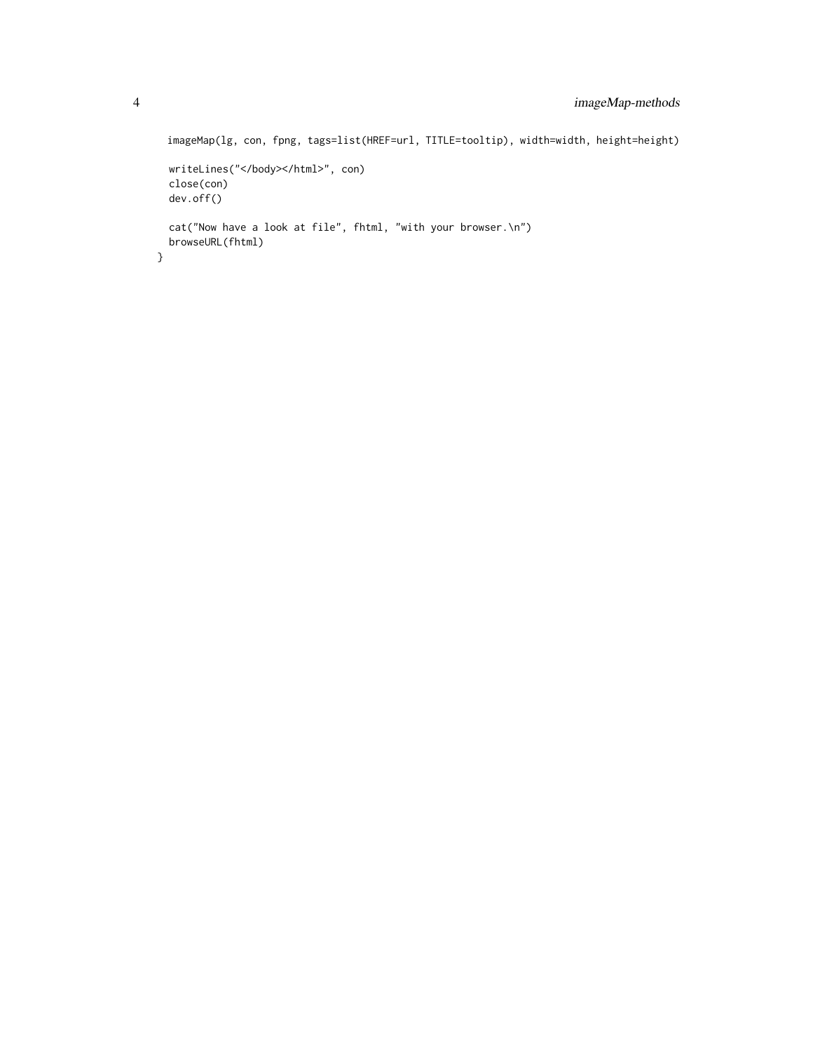```
  imageMap(lg, con, fpng, tags=list(HREF=url, TITLE=tooltip), width=width, height=height)

  writeLines("</body></html>", con)
  close(con)
  dev.off()

  cat("Now have a look at file", fhtml, "with your browser.\n")
  browseURL(fhtml)
}
```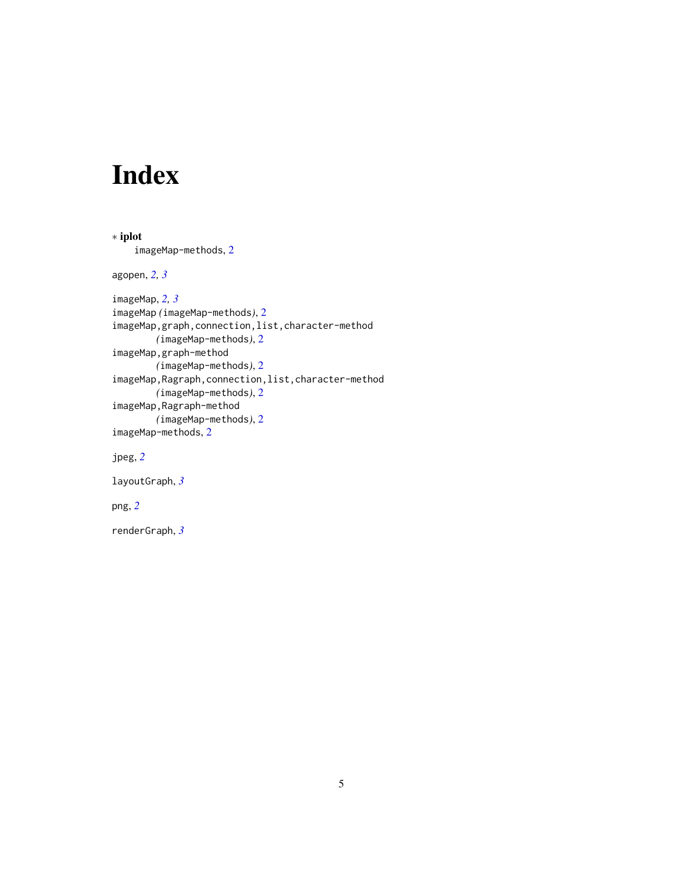# Index

∗ **iplot**
    imageMap-methods, 2

agopen, *2, 3*

imageMap, *2, 3*
imageMap *(*imageMap-methods*)*, 2
imageMap,graph,connection,list,character-method
        *(*imageMap-methods*)*, 2
imageMap,graph-method
        *(*imageMap-methods*)*, 2
imageMap,Ragraph,connection,list,character-method
        *(*imageMap-methods*)*, 2
imageMap,Ragraph-method
        *(*imageMap-methods*)*, 2
imageMap-methods, 2

jpeg, *2*

layoutGraph, *3*

png, *2*

renderGraph, *3*